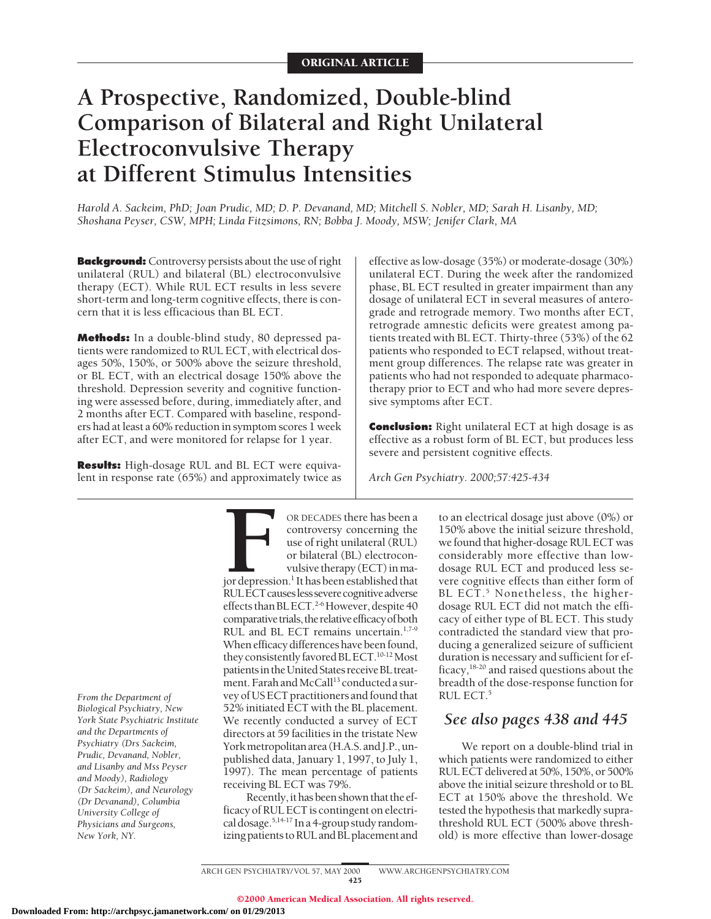ORIGINAL ARTICLE

# A Prospective, Randomized, Double-blind Comparison of Bilateral and Right Unilateral Electroconvulsive Therapy at Different Stimulus Intensities

*Harold A. Sackeim, PhD; Joan Prudic, MD; D. P. Devanand, MD; Mitchell S. Nobler, MD; Sarah H. Lisanby, MD; Shoshana Peyser, CSW, MPH; Linda Fitzsimons, RN; Bobba J. Moody, MSW; Jenifer Clark, MA*

**Background:** Controversy persists about the use of right unilateral (RUL) and bilateral (BL) electroconvulsive therapy (ECT). While RUL ECT results in less severe short-term and long-term cognitive effects, there is concern that it is less efficacious than BL ECT.

**Methods:** In a double-blind study, 80 depressed patients were randomized to RUL ECT, with electrical dosages 50%, 150%, or 500% above the seizure threshold, or BL ECT, with an electrical dosage 150% above the threshold. Depression severity and cognitive functioning were assessed before, during, immediately after, and 2 months after ECT. Compared with baseline, responders had at least a 60% reduction in symptom scores 1 week after ECT, and were monitored for relapse for 1 year.

**Results:** High-dosage RUL and BL ECT were equivalent in response rate (65%) and approximately twice as effective as low-dosage (35%) or moderate-dosage (30%) unilateral ECT. During the week after the randomized phase, BL ECT resulted in greater impairment than any dosage of unilateral ECT in several measures of anterograde and retrograde memory. Two months after ECT, retrograde amnestic deficits were greatest among patients treated with BL ECT. Thirty-three (53%) of the 62 patients who responded to ECT relapsed, without treatment group differences. The relapse rate was greater in patients who had not responded to adequate pharmacotherapy prior to ECT and who had more severe depressive symptoms after ECT.

**Conclusion:** Right unilateral ECT at high dosage is as effective as a robust form of BL ECT, but produces less severe and persistent cognitive effects.

*Arch Gen Psychiatry. 2000;57:425-434*

FOR DECADES there has been a controversy concerning the use of right unilateral (RUL) or bilateral (BL) electroconvulsive therapy (ECT) in major depression.[1] It has been established that RUL ECT causes less severe cognitive adverse effects than BL ECT.[2-6] However, despite 40 comparative trials, the relative efficacy of both RUL and BL ECT remains uncertain.[1,7-9] When efficacy differences have been found, they consistently favored BL ECT.[10-12] Most patients in the United States receive BL treatment. Farah and McCall[13] conducted a survey of US ECT practitioners and found that 52% initiated ECT with the BL placement. We recently conducted a survey of ECT directors at 59 facilities in the tristate New York metropolitan area (H.A.S. and J.P., unpublished data, January 1, 1997, to July 1, 1997). The mean percentage of patients receiving BL ECT was 79%.

Recently, it has been shown that the efficacy of RUL ECT is contingent on electrical dosage.[5,14-17] In a 4-group study randomizing patients to RUL and BL placement and to an electrical dosage just above (0%) or 150% above the initial seizure threshold, we found that higher-dosage RUL ECT was considerably more effective than low-dosage RUL ECT and produced less severe cognitive effects than either form of BL ECT.[5] Nonetheless, the higher-dosage RUL ECT did not match the efficacy of either type of BL ECT. This study contradicted the standard view that producing a generalized seizure of sufficient duration is necessary and sufficient for efficacy,[18-20] and raised questions about the breadth of the dose-response function for RUL ECT.[5]

*See also pages 438 and 445*

We report on a double-blind trial in which patients were randomized to either RUL ECT delivered at 50%, 150%, or 500% above the initial seizure threshold or to BL ECT at 150% above the threshold. We tested the hypothesis that markedly suprathreshold RUL ECT (500% above threshold) is more effective than lower-dosage

*From the Department of Biological Psychiatry, New York State Psychiatric Institute and the Departments of Psychiatry (Drs Sackeim, Prudic, Devanand, Nobler, and Lisanby and Mss Peyser and Moody), Radiology (Dr Sackeim), and Neurology (Dr Devanand), Columbia University College of Physicians and Surgeons, New York, NY.*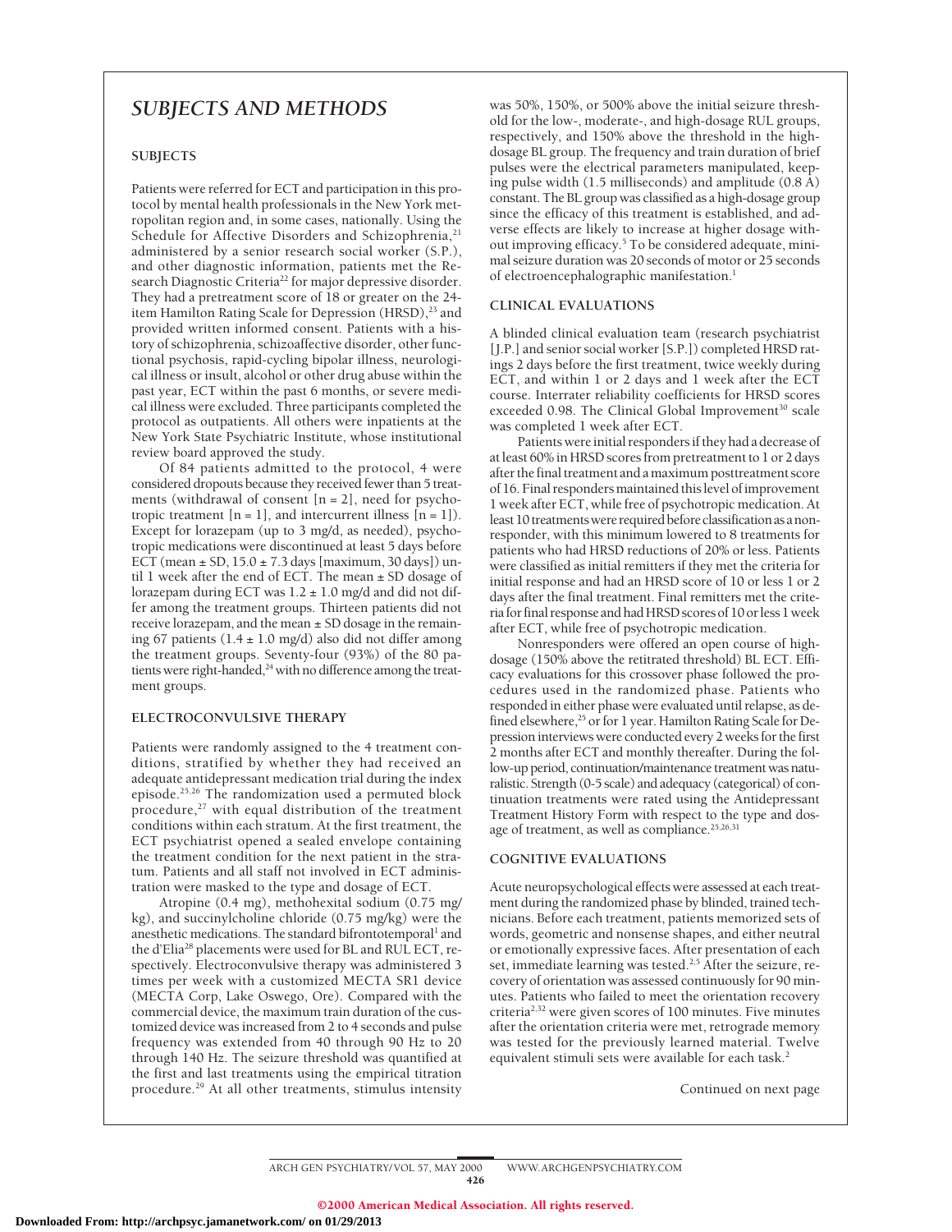# SUBJECTS AND METHODS

## SUBJECTS

Patients were referred for ECT and participation in this protocol by mental health professionals in the New York metropolitan region and, in some cases, nationally. Using the Schedule for Affective Disorders and Schizophrenia,[21] administered by a senior research social worker (S.P.), and other diagnostic information, patients met the Research Diagnostic Criteria[22] for major depressive disorder. They had a pretreatment score of 18 or greater on the 24-item Hamilton Rating Scale for Depression (HRSD),[23] and provided written informed consent. Patients with a history of schizophrenia, schizoaffective disorder, other functional psychosis, rapid-cycling bipolar illness, neurological illness or insult, alcohol or other drug abuse within the past year, ECT within the past 6 months, or severe medical illness were excluded. Three participants completed the protocol as outpatients. All others were inpatients at the New York State Psychiatric Institute, whose institutional review board approved the study.

Of 84 patients admitted to the protocol, 4 were considered dropouts because they received fewer than 5 treatments (withdrawal of consent [n = 2], need for psychotropic treatment [n = 1], and intercurrent illness [n = 1]). Except for lorazepam (up to 3 mg/d, as needed), psychotropic medications were discontinued at least 5 days before ECT (mean ± SD, 15.0 ± 7.3 days [maximum, 30 days]) until 1 week after the end of ECT. The mean ± SD dosage of lorazepam during ECT was 1.2 ± 1.0 mg/d and did not differ among the treatment groups. Thirteen patients did not receive lorazepam, and the mean ± SD dosage in the remaining 67 patients (1.4 ± 1.0 mg/d) also did not differ among the treatment groups. Seventy-four (93%) of the 80 patients were right-handed,[24] with no difference among the treatment groups.

## ELECTROCONVULSIVE THERAPY

Patients were randomly assigned to the 4 treatment conditions, stratified by whether they had received an adequate antidepressant medication trial during the index episode.[25,26] The randomization used a permuted block procedure,[27] with equal distribution of the treatment conditions within each stratum. At the first treatment, the ECT psychiatrist opened a sealed envelope containing the treatment condition for the next patient in the stratum. Patients and all staff not involved in ECT administration were masked to the type and dosage of ECT.

Atropine (0.4 mg), methohexital sodium (0.75 mg/kg), and succinylcholine chloride (0.75 mg/kg) were the anesthetic medications. The standard bifrontotemporal[1] and the d'Elia[28] placements were used for BL and RUL ECT, respectively. Electroconvulsive therapy was administered 3 times per week with a customized MECTA SR1 device (MECTA Corp, Lake Oswego, Ore). Compared with the commercial device, the maximum train duration of the customized device was increased from 2 to 4 seconds and pulse frequency was extended from 40 through 90 Hz to 20 through 140 Hz. The seizure threshold was quantified at the first and last treatments using the empirical titration procedure.[29] At all other treatments, stimulus intensity was 50%, 150%, or 500% above the initial seizure threshold for the low-, moderate-, and high-dosage RUL groups, respectively, and 150% above the threshold in the high-dosage BL group. The frequency and train duration of brief pulses were the electrical parameters manipulated, keeping pulse width (1.5 milliseconds) and amplitude (0.8 A) constant. The BL group was classified as a high-dosage group since the efficacy of this treatment is established, and adverse effects are likely to increase at higher dosage without improving efficacy.[5] To be considered adequate, minimal seizure duration was 20 seconds of motor or 25 seconds of electroencephalographic manifestation.[1]

## CLINICAL EVALUATIONS

A blinded clinical evaluation team (research psychiatrist [J.P.] and senior social worker [S.P.]) completed HRSD ratings 2 days before the first treatment, twice weekly during ECT, and within 1 or 2 days and 1 week after the ECT course. Interrater reliability coefficients for HRSD scores exceeded 0.98. The Clinical Global Improvement[30] scale was completed 1 week after ECT.

Patients were initial responders if they had a decrease of at least 60% in HRSD scores from pretreatment to 1 or 2 days after the final treatment and a maximum posttreatment score of 16. Final responders maintained this level of improvement 1 week after ECT, while free of psychotropic medication. At least 10 treatments were required before classification as a nonresponder, with this minimum lowered to 8 treatments for patients who had HRSD reductions of 20% or less. Patients were classified as initial remitters if they met the criteria for initial response and had an HRSD score of 10 or less 1 or 2 days after the final treatment. Final remitters met the criteria for final response and had HRSD scores of 10 or less 1 week after ECT, while free of psychotropic medication.

Nonresponders were offered an open course of high-dosage (150% above the retitrated threshold) BL ECT. Efficacy evaluations for this crossover phase followed the procedures used in the randomized phase. Patients who responded in either phase were evaluated until relapse, as defined elsewhere,[25] or for 1 year. Hamilton Rating Scale for Depression interviews were conducted every 2 weeks for the first 2 months after ECT and monthly thereafter. During the follow-up period, continuation/maintenance treatment was naturalistic. Strength (0-5 scale) and adequacy (categorical) of continuation treatments were rated using the Antidepressant Treatment History Form with respect to the type and dosage of treatment, as well as compliance.[25,26,31]

## COGNITIVE EVALUATIONS

Acute neuropsychological effects were assessed at each treatment during the randomized phase by blinded, trained technicians. Before each treatment, patients memorized sets of words, geometric and nonsense shapes, and either neutral or emotionally expressive faces. After presentation of each set, immediate learning was tested.[2,5] After the seizure, recovery of orientation was assessed continuously for 90 minutes. Patients who failed to meet the orientation recovery criteria[2,32] were given scores of 100 minutes. Five minutes after the orientation criteria were met, retrograde memory was tested for the previously learned material. Twelve equivalent stimuli sets were available for each task.[2]

Continued on next page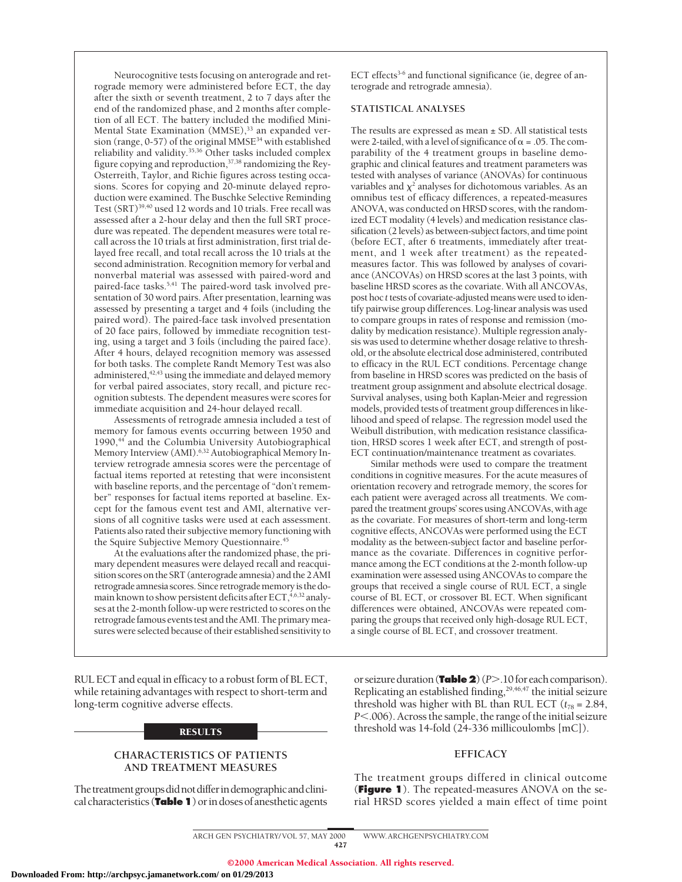Neurocognitive tests focusing on anterograde and retrograde memory were administered before ECT, the day after the sixth or seventh treatment, 2 to 7 days after the end of the randomized phase, and 2 months after completion of all ECT. The battery included the modified Mini-Mental State Examination (MMSE),[33] an expanded version (range, 0-57) of the original MMSE[34] with established reliability and validity.[35,36] Other tasks included complex figure copying and reproduction,[37,38] randomizing the Rey-Osterreith, Taylor, and Richie figures across testing occasions. Scores for copying and 20-minute delayed reproduction were examined. The Buschke Selective Reminding Test (SRT)[39,40] used 12 words and 10 trials. Free recall was assessed after a 2-hour delay and then the full SRT procedure was repeated. The dependent measures were total recall across the 10 trials at first administration, first trial delayed free recall, and total recall across the 10 trials at the second administration. Recognition memory for verbal and nonverbal material was assessed with paired-word and paired-face tasks.[5,41] The paired-word task involved presentation of 30 word pairs. After presentation, learning was assessed by presenting a target and 4 foils (including the paired word). The paired-face task involved presentation of 20 face pairs, followed by immediate recognition testing, using a target and 3 foils (including the paired face). After 4 hours, delayed recognition memory was assessed for both tasks. The complete Randt Memory Test was also administered,[42,43] using the immediate and delayed memory for verbal paired associates, story recall, and picture recognition subtests. The dependent measures were scores for immediate acquisition and 24-hour delayed recall.

Assessments of retrograde amnesia included a test of memory for famous events occurring between 1950 and 1990,[44] and the Columbia University Autobiographical Memory Interview (AMI).[6,32] Autobiographical Memory Interview retrograde amnesia scores were the percentage of factual items reported at retesting that were inconsistent with baseline reports, and the percentage of "don't remember" responses for factual items reported at baseline. Except for the famous event test and AMI, alternative versions of all cognitive tasks were used at each assessment. Patients also rated their subjective memory functioning with the Squire Subjective Memory Questionnaire.[45]

At the evaluations after the randomized phase, the primary dependent measures were delayed recall and reacquisition scores on the SRT (anterograde amnesia) and the 2 AMI retrograde amnesia scores. Since retrograde memory is the domain known to show persistent deficits after ECT,[4,6,32] analyses at the 2-month follow-up were restricted to scores on the retrograde famous events test and the AMI. The primary measures were selected because of their established sensitivity to ECT effects[3-6] and functional significance (ie, degree of anterograde and retrograde amnesia).

### STATISTICAL ANALYSES

The results are expressed as mean ± SD. All statistical tests were 2-tailed, with a level of significance of $\alpha = .05$. The comparability of the 4 treatment groups in baseline demographic and clinical features and treatment parameters was tested with analyses of variance (ANOVAs) for continuous variables and $\chi^2$ analyses for dichotomous variables. As an omnibus test of efficacy differences, a repeated-measures ANOVA, was conducted on HRSD scores, with the randomized ECT modality (4 levels) and medication resistance classification (2 levels) as between-subject factors, and time point (before ECT, after 6 treatments, immediately after treatment, and 1 week after treatment) as the repeated-measures factor. This was followed by analyses of covariance (ANCOVAs) on HRSD scores at the last 3 points, with baseline HRSD scores as the covariate. With all ANCOVAs, post hoc *t* tests of covariate-adjusted means were used to identify pairwise group differences. Log-linear analysis was used to compare groups in rates of response and remission (modality by medication resistance). Multiple regression analysis was used to determine whether dosage relative to threshold, or the absolute electrical dose administered, contributed to efficacy in the RUL ECT conditions. Percentage change from baseline in HRSD scores was predicted on the basis of treatment group assignment and absolute electrical dosage. Survival analyses, using both Kaplan-Meier and regression models, provided tests of treatment group differences in likelihood and speed of relapse. The regression model used the Weibull distribution, with medication resistance classification, HRSD scores 1 week after ECT, and strength of post-ECT continuation/maintenance treatment as covariates.

Similar methods were used to compare the treatment conditions in cognitive measures. For the acute measures of orientation recovery and retrograde memory, the scores for each patient were averaged across all treatments. We compared the treatment groups' scores using ANCOVAs, with age as the covariate. For measures of short-term and long-term cognitive effects, ANCOVAs were performed using the ECT modality as the between-subject factor and baseline performance as the covariate. Differences in cognitive performance among the ECT conditions at the 2-month follow-up examination were assessed using ANCOVAs to compare the groups that received a single course of RUL ECT, a single course of BL ECT, or crossover BL ECT. When significant differences were obtained, ANCOVAs were repeated comparing the groups that received only high-dosage RUL ECT, a single course of BL ECT, and crossover treatment.

RUL ECT and equal in efficacy to a robust form of BL ECT, while retaining advantages with respect to short-term and long-term cognitive adverse effects.

## RESULTS

### CHARACTERISTICS OF PATIENTS AND TREATMENT MEASURES

The treatment groups did not differ in demographic and clinical characteristics (**Table 1**) or in doses of anesthetic agents or seizure duration (**Table 2**) ($P>.10$ for each comparison). Replicating an established finding,[29,46,47] the initial seizure threshold was higher with BL than RUL ECT ($t_{78} = 2.84$, $P<.006$). Across the sample, the range of the initial seizure threshold was 14-fold (24-336 millicoulombs [mC]).

### EFFICACY

The treatment groups differed in clinical outcome (**Figure 1**). The repeated-measures ANOVA on the serial HRSD scores yielded a main effect of time point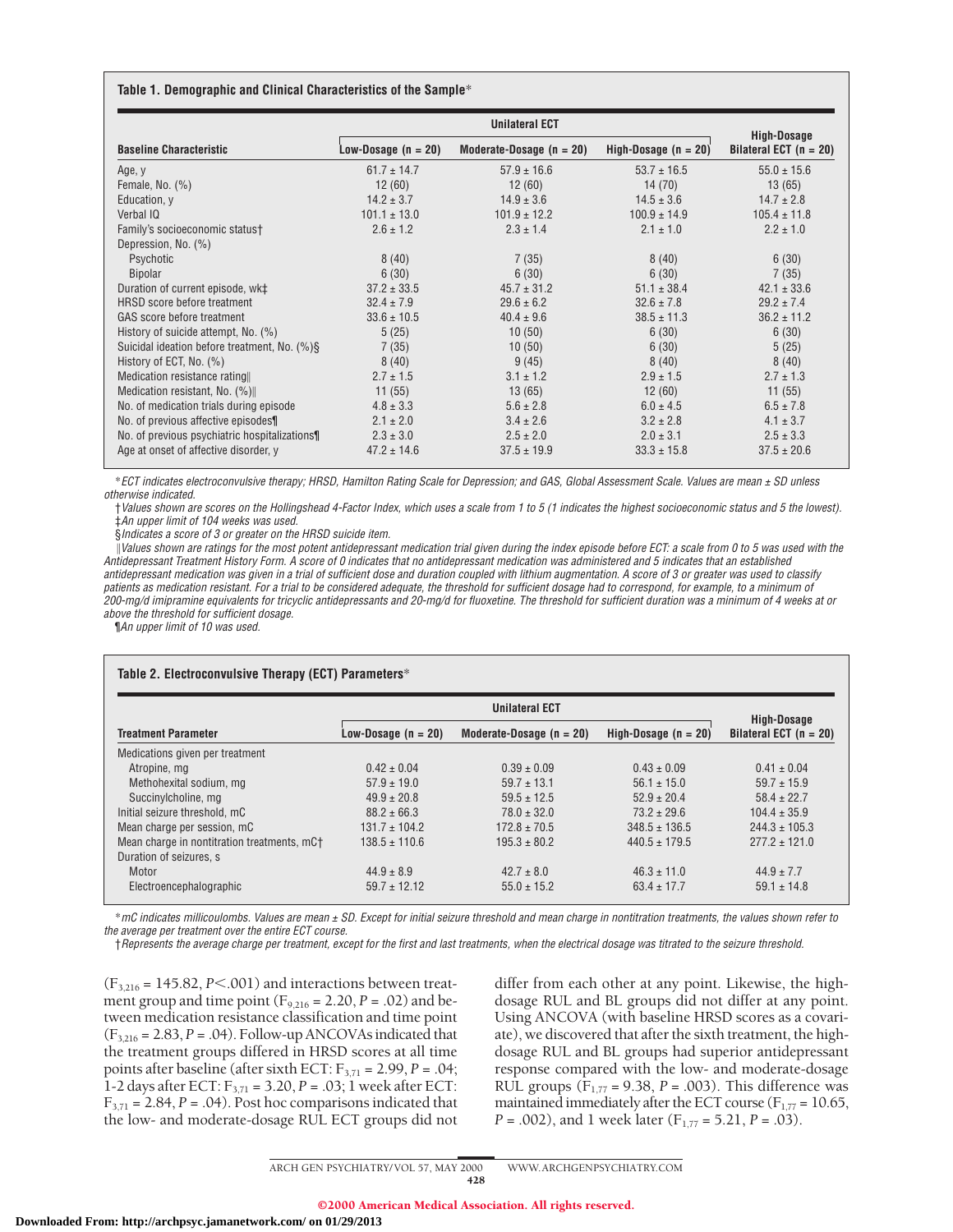**Table 1. Demographic and Clinical Characteristics of the Sample***

| Baseline Characteristic | Unilateral ECT | | | High-Dosage Bilateral ECT (n = 20) |
|---|---|---|---|---|
| | Low-Dosage (n = 20) | Moderate-Dosage (n = 20) | High-Dosage (n = 20) | |
| Age, y | 61.7 ± 14.7 | 57.9 ± 16.6 | 53.7 ± 16.5 | 55.0 ± 15.6 |
| Female, No. (%) | 12 (60) | 12 (60) | 14 (70) | 13 (65) |
| Education, y | 14.2 ± 3.7 | 14.9 ± 3.6 | 14.5 ± 3.6 | 14.7 ± 2.8 |
| Verbal IQ | 101.1 ± 13.0 | 101.9 ± 12.2 | 100.9 ± 14.9 | 105.4 ± 11.8 |
| Family's socioeconomic status† | 2.6 ± 1.2 | 2.3 ± 1.4 | 2.1 ± 1.0 | 2.2 ± 1.0 |
| Depression, No. (%) | | | | |
| Psychotic | 8 (40) | 7 (35) | 8 (40) | 6 (30) |
| Bipolar | 6 (30) | 6 (30) | 6 (30) | 7 (35) |
| Duration of current episode, wk‡ | 37.2 ± 33.5 | 45.7 ± 31.2 | 51.1 ± 38.4 | 42.1 ± 33.6 |
| HRSD score before treatment | 32.4 ± 7.9 | 29.6 ± 6.2 | 32.6 ± 7.8 | 29.2 ± 7.4 |
| GAS score before treatment | 33.6 ± 10.5 | 40.4 ± 9.6 | 38.5 ± 11.3 | 36.2 ± 11.2 |
| History of suicide attempt, No. (%) | 5 (25) | 10 (50) | 6 (30) | 6 (30) |
| Suicidal ideation before treatment, No. (%)§ | 7 (35) | 10 (50) | 6 (30) | 5 (25) |
| History of ECT, No. (%) | 8 (40) | 9 (45) | 8 (40) | 8 (40) |
| Medication resistance rating‖ | 2.7 ± 1.5 | 3.1 ± 1.2 | 2.9 ± 1.5 | 2.7 ± 1.3 |
| Medication resistant, No. (%)‖ | 11 (55) | 13 (65) | 12 (60) | 11 (55) |
| No. of medication trials during episode | 4.8 ± 3.3 | 5.6 ± 2.8 | 6.0 ± 4.5 | 6.5 ± 7.8 |
| No. of previous affective episodes¶ | 2.1 ± 2.0 | 3.4 ± 2.6 | 3.2 ± 2.8 | 4.1 ± 3.7 |
| No. of previous psychiatric hospitalizations¶ | 2.3 ± 3.0 | 2.5 ± 2.0 | 2.0 ± 3.1 | 2.5 ± 3.3 |
| Age at onset of affective disorder, y | 47.2 ± 14.6 | 37.5 ± 19.9 | 33.3 ± 15.8 | 37.5 ± 20.6 |

*ECT indicates electroconvulsive therapy; HRSD, Hamilton Rating Scale for Depression; and GAS, Global Assessment Scale. Values are mean ± SD unless otherwise indicated.

†Values shown are scores on the Hollingshead 4-Factor Index, which uses a scale from 1 to 5 (1 indicates the highest socioeconomic status and 5 the lowest).

‡An upper limit of 104 weeks was used.

§Indicates a score of 3 or greater on the HRSD suicide item.

‖Values shown are ratings for the most potent antidepressant medication trial given during the index episode before ECT: a scale from 0 to 5 was used with the Antidepressant Treatment History Form. A score of 0 indicates that no antidepressant medication was administered and 5 indicates that an established antidepressant medication was given in a trial of sufficient dose and duration coupled with lithium augmentation. A score of 3 or greater was used to classify patients as medication resistant. For a trial to be considered adequate, the threshold for sufficient dosage had to correspond, for example, to a minimum of 200-mg/d imipramine equivalents for tricyclic antidepressants and 20-mg/d for fluoxetine. The threshold for sufficient duration was a minimum of 4 weeks at or above the threshold for sufficient dosage.

¶An upper limit of 10 was used.

**Table 2. Electroconvulsive Therapy (ECT) Parameters***

| Treatment Parameter | Unilateral ECT | | | High-Dosage Bilateral ECT (n = 20) |
|---|---|---|---|---|
| | Low-Dosage (n = 20) | Moderate-Dosage (n = 20) | High-Dosage (n = 20) | |
| Medications given per treatment | | | | |
| Atropine, mg | 0.42 ± 0.04 | 0.39 ± 0.09 | 0.43 ± 0.09 | 0.41 ± 0.04 |
| Methohexital sodium, mg | 57.9 ± 19.0 | 59.7 ± 13.1 | 56.1 ± 15.0 | 59.7 ± 15.9 |
| Succinylcholine, mg | 49.9 ± 20.8 | 59.5 ± 12.5 | 52.9 ± 20.4 | 58.4 ± 22.7 |
| Initial seizure threshold, mC | 88.2 ± 66.3 | 78.0 ± 32.0 | 73.2 ± 29.6 | 104.4 ± 35.9 |
| Mean charge per session, mC | 131.7 ± 104.2 | 172.8 ± 70.5 | 348.5 ± 136.5 | 244.3 ± 105.3 |
| Mean charge in nontitration treatments, mC† | 138.5 ± 110.6 | 195.3 ± 80.2 | 440.5 ± 179.5 | 277.2 ± 121.0 |
| Duration of seizures, s | | | | |
| Motor | 44.9 ± 8.9 | 42.7 ± 8.0 | 46.3 ± 11.0 | 44.9 ± 7.7 |
| Electroencephalographic | 59.7 ± 12.12 | 55.0 ± 15.2 | 63.4 ± 17.7 | 59.1 ± 14.8 |

*mC indicates millicoulombs. Values are mean ± SD. Except for initial seizure threshold and mean charge in nontitration treatments, the values shown refer to the average per treatment over the entire ECT course.

†Represents the average charge per treatment, except for the first and last treatments, when the electrical dosage was titrated to the seizure threshold.

($F_{3,216}$ = 145.82, $P<.001$) and interactions between treatment group and time point ($F_{9,216}$ = 2.20, $P$ = .02) and between medication resistance classification and time point ($F_{3,216}$ = 2.83, $P$ = .04). Follow-up ANCOVAs indicated that the treatment groups differed in HRSD scores at all time points after baseline (after sixth ECT: $F_{3,71}$ = 2.99, $P$ = .04; 1-2 days after ECT: $F_{3,71}$ = 3.20, $P$ = .03; 1 week after ECT: $F_{3,71}$ = 2.84, $P$ = .04). Post hoc comparisons indicated that the low- and moderate-dosage RUL ECT groups did not differ from each other at any point. Likewise, the high-dosage RUL and BL groups did not differ at any point. Using ANCOVA (with baseline HRSD scores as a covariate), we discovered that after the sixth treatment, the high-dosage RUL and BL groups had superior antidepressant response compared with the low- and moderate-dosage RUL groups ($F_{1,77}$ = 9.38, $P$ = .003). This difference was maintained immediately after the ECT course ($F_{1,77}$ = 10.65, $P$ = .002), and 1 week later ($F_{1,77}$ = 5.21, $P$ = .03).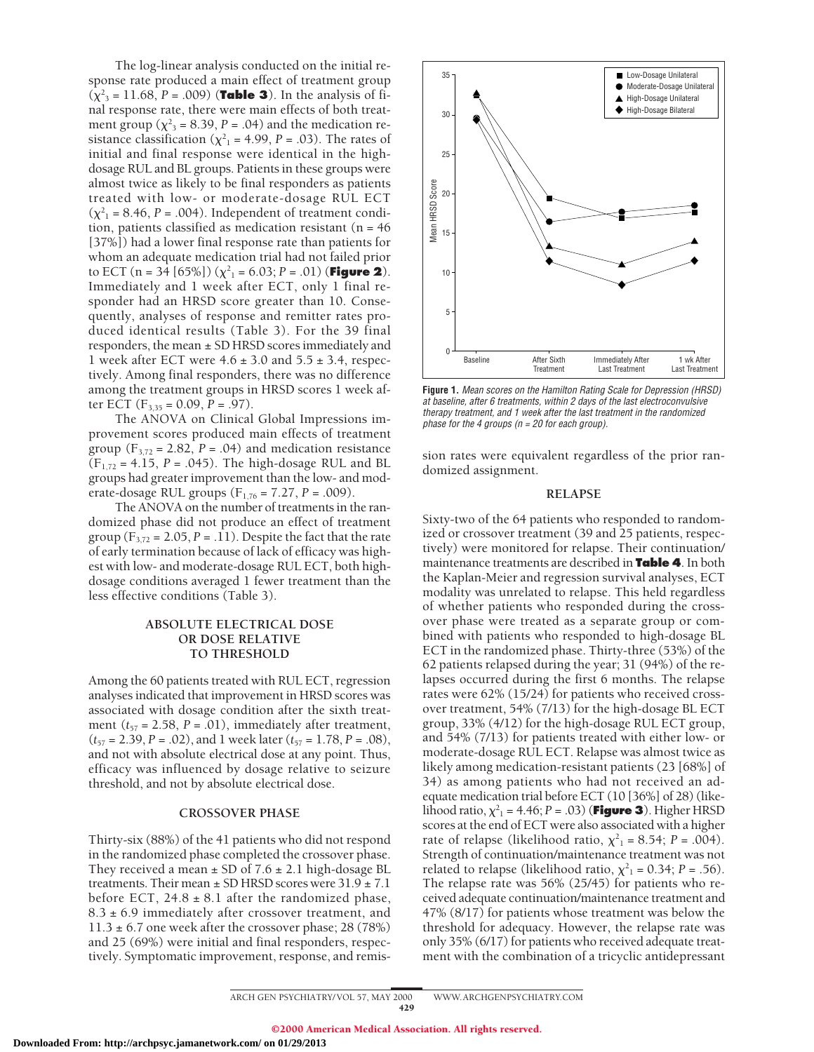The log-linear analysis conducted on the initial response rate produced a main effect of treatment group ($\chi^2_3$ = 11.68, *P* = .009) (**Table 3**). In the analysis of final response rate, there were main effects of both treatment group ($\chi^2_3$ = 8.39, *P* = .04) and the medication resistance classification ($\chi^2_1$ = 4.99, *P* = .03). The rates of initial and final response were identical in the high-dosage RUL and BL groups. Patients in these groups were almost twice as likely to be final responders as patients treated with low- or moderate-dosage RUL ECT ($\chi^2_1$ = 8.46, *P* = .004). Independent of treatment condition, patients classified as medication resistant (n = 46 [37%]) had a lower final response rate than patients for whom an adequate medication trial had not failed prior to ECT (n = 34 [65%]) ($\chi^2_1$ = 6.03; *P* = .01) (**Figure 2**). Immediately and 1 week after ECT, only 1 final responder had an HRSD score greater than 10. Consequently, analyses of response and remitter rates produced identical results (Table 3). For the 39 final responders, the mean ± SD HRSD scores immediately and 1 week after ECT were 4.6 ± 3.0 and 5.5 ± 3.4, respectively. Among final responders, there was no difference among the treatment groups in HRSD scores 1 week after ECT ($F_{3,35}$ = 0.09, *P* = .97).

The ANOVA on Clinical Global Impressions improvement scores produced main effects of treatment group ($F_{3,72}$ = 2.82, *P* = .04) and medication resistance ($F_{1,72}$ = 4.15, *P* = .045). The high-dosage RUL and BL groups had greater improvement than the low- and moderate-dosage RUL groups ($F_{1,76}$ = 7.27, *P* = .009).

The ANOVA on the number of treatments in the randomized phase did not produce an effect of treatment group ($F_{3,72}$ = 2.05, *P* = .11). Despite the fact that the rate of early termination because of lack of efficacy was highest with low- and moderate-dosage RUL ECT, both high-dosage conditions averaged 1 fewer treatment than the less effective conditions (Table 3).

### ABSOLUTE ELECTRICAL DOSE OR DOSE RELATIVE TO THRESHOLD

Among the 60 patients treated with RUL ECT, regression analyses indicated that improvement in HRSD scores was associated with dosage condition after the sixth treatment ($t_{57}$ = 2.58, *P* = .01), immediately after treatment, ($t_{57}$ = 2.39, *P* = .02), and 1 week later ($t_{57}$ = 1.78, *P* = .08), and not with absolute electrical dose at any point. Thus, efficacy was influenced by dosage relative to seizure threshold, and not by absolute electrical dose.

### CROSSOVER PHASE

Thirty-six (88%) of the 41 patients who did not respond in the randomized phase completed the crossover phase. They received a mean ± SD of 7.6 ± 2.1 high-dosage BL treatments. Their mean ± SD HRSD scores were 31.9 ± 7.1 before ECT, 24.8 ± 8.1 after the randomized phase, 8.3 ± 6.9 immediately after crossover treatment, and 11.3 ± 6.7 one week after the crossover phase; 28 (78%) and 25 (69%) were initial and final responders, respectively. Symptomatic improvement, response, and remission rates were equivalent regardless of the prior randomized assignment.

Low-Dosage Unilateral
Moderate-Dosage Unilateral
High-Dosage Unilateral
High-Dosage Bilateral

Mean HRSD Score

0
5
10
15
20
25
30
35

Baseline
After Sixth Treatment
Immediately After Last Treatment
1 wk After Last Treatment

**Figure 1.** *Mean scores on the Hamilton Rating Scale for Depression (HRSD) at baseline, after 6 treatments, within 2 days of the last electroconvulsive therapy treatment, and 1 week after the last treatment in the randomized phase for the 4 groups (n = 20 for each group).*

### RELAPSE

Sixty-two of the 64 patients who responded to randomized or crossover treatment (39 and 25 patients, respectively) were monitored for relapse. Their continuation/maintenance treatments are described in **Table 4**. In both the Kaplan-Meier and regression survival analyses, ECT modality was unrelated to relapse. This held regardless of whether patients who responded during the crossover phase were treated as a separate group or combined with patients who responded to high-dosage BL ECT in the randomized phase. Thirty-three (53%) of the 62 patients relapsed during the year; 31 (94%) of the relapses occurred during the first 6 months. The relapse rates were 62% (15/24) for patients who received crossover treatment, 54% (7/13) for the high-dosage BL ECT group, 33% (4/12) for the high-dosage RUL ECT group, and 54% (7/13) for patients treated with either low- or moderate-dosage RUL ECT. Relapse was almost twice as likely among medication-resistant patients (23 [68%] of 34) as among patients who had not received an adequate medication trial before ECT (10 [36%] of 28) (likelihood ratio, $\chi^2_1$ = 4.46; *P* = .03) (**Figure 3**). Higher HRSD scores at the end of ECT were also associated with a higher rate of relapse (likelihood ratio, $\chi^2_1$ = 8.54; *P* = .004). Strength of continuation/maintenance treatment was not related to relapse (likelihood ratio, $\chi^2_1$ = 0.34; *P* = .56). The relapse rate was 56% (25/45) for patients who received adequate continuation/maintenance treatment and 47% (8/17) for patients whose treatment was below the threshold for adequacy. However, the relapse rate was only 35% (6/17) for patients who received adequate treatment with the combination of a tricyclic antidepressant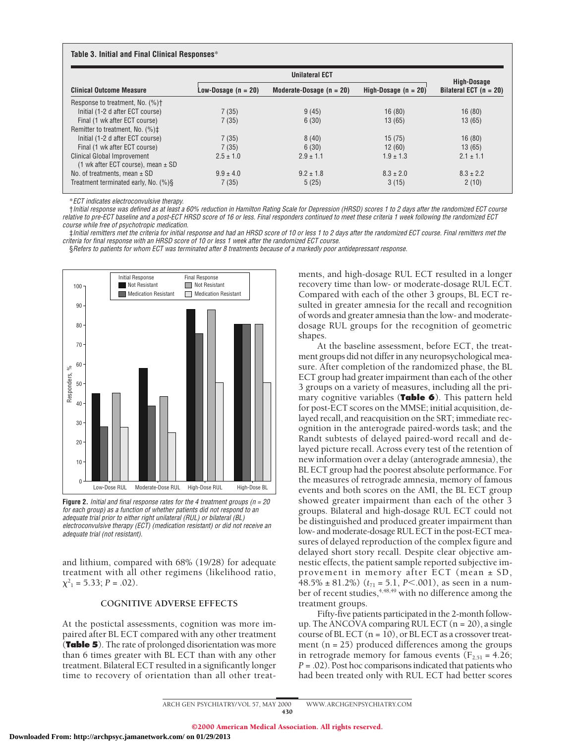**Table 3. Initial and Final Clinical Responses***

| Clinical Outcome Measure | Unilateral ECT | | | High-Dosage Bilateral ECT (n = 20) |
|---|---|---|---|---|
| | Low-Dosage (n = 20) | Moderate-Dosage (n = 20) | High-Dosage (n = 20) | |
| Response to treatment, No. (%)† | | | | |
| Initial (1-2 d after ECT course) | 7 (35) | 9 (45) | 16 (80) | 16 (80) |
| Final (1 wk after ECT course) | 7 (35) | 6 (30) | 13 (65) | 13 (65) |
| Remitter to treatment, No. (%)‡ | | | | |
| Initial (1-2 d after ECT course) | 7 (35) | 8 (40) | 15 (75) | 16 (80) |
| Final (1 wk after ECT course) | 7 (35) | 6 (30) | 12 (60) | 13 (65) |
| Clinical Global Improvement (1 wk after ECT course), mean ± SD | 2.5 ± 1.0 | 2.9 ± 1.1 | 1.9 ± 1.3 | 2.1 ± 1.1 |
| No. of treatments, mean ± SD | 9.9 ± 4.0 | 9.2 ± 1.8 | 8.3 ± 2.0 | 8.3 ± 2.2 |
| Treatment terminated early, No. (%)§ | 7 (35) | 5 (25) | 3 (15) | 2 (10) |

*ECT indicates electroconvulsive therapy.

†Initial response was defined as at least a 60% reduction in Hamilton Rating Scale for Depression (HRSD) scores 1 to 2 days after the randomized ECT course relative to pre-ECT baseline and a post-ECT HRSD score of 16 or less. Final responders continued to meet these criteria 1 week following the randomized ECT course while free of psychotropic medication.

‡Initial remitters met the criteria for initial response and had an HRSD score of 10 or less 1 to 2 days after the randomized ECT course. Final remitters met the criteria for final response with an HRSD score of 10 or less 1 week after the randomized ECT course.

§Refers to patients for whom ECT was terminated after 8 treatments because of a markedly poor antidepressant response.

Initial Response
Not Resistant
Medication Resistant
Final Response
Not Resistant
Medication Resistant
Responders, %
100
90
80
70
60
50
40
30
20
10
0
Low-Dose RUL
Moderate-Dose RUL
High-Dose RUL
High-Dose BL

**Figure 2.** *Initial and final response rates for the 4 treatment groups (n = 20 for each group) as a function of whether patients did not respond to an adequate trial prior to either right unilateral (RUL) or bilateral (BL) electroconvulsive therapy (ECT) (medication resistant) or did not receive an adequate trial (not resistant).*

and lithium, compared with 68% (19/28) for adequate treatment with all other regimens (likelihood ratio, $\chi^2_1 = 5.33$; $P = .02$).

## COGNITIVE ADVERSE EFFECTS

At the postictal assessments, cognition was more impaired after BL ECT compared with any other treatment (**Table 5**). The rate of prolonged disorientation was more than 6 times greater with BL ECT than with any other treatment. Bilateral ECT resulted in a significantly longer time to recovery of orientation than all other treatments, and high-dosage RUL ECT resulted in a longer recovery time than low- or moderate-dosage RUL ECT. Compared with each of the other 3 groups, BL ECT resulted in greater amnesia for the recall and recognition of words and greater amnesia than the low- and moderate-dosage RUL groups for the recognition of geometric shapes.

At the baseline assessment, before ECT, the treatment groups did not differ in any neuropsychological measure. After completion of the randomized phase, the BL ECT group had greater impairment than each of the other 3 groups on a variety of measures, including all the primary cognitive variables (**Table 6**). This pattern held for post-ECT scores on the MMSE; initial acquisition, delayed recall, and reacquisition on the SRT; immediate recognition in the anterograde paired-words task; and the Randt subtests of delayed paired-word recall and delayed picture recall. Across every test of the retention of new information over a delay (anterograde amnesia), the BL ECT group had the poorest absolute performance. For the measures of retrograde amnesia, memory of famous events and both scores on the AMI, the BL ECT group showed greater impairment than each of the other 3 groups. Bilateral and high-dosage RUL ECT could not be distinguished and produced greater impairment than low- and moderate-dosage RUL ECT in the post-ECT measures of delayed reproduction of the complex figure and delayed short story recall. Despite clear objective amnestic effects, the patient sample reported subjective improvement in memory after ECT (mean ± SD, 48.5% ± 81.2%) ($t_{71} = 5.1$, $P < .001$), as seen in a number of recent studies,[4,48,49] with no difference among the treatment groups.

Fifty-five patients participated in the 2-month follow-up. The ANCOVA comparing RUL ECT (n = 20), a single course of BL ECT (n = 10), or BL ECT as a crossover treatment (n = 25) produced differences among the groups in retrograde memory for famous events ($F_{2,51} = 4.26$; $P = .02$). Post hoc comparisons indicated that patients who had been treated only with RUL ECT had better scores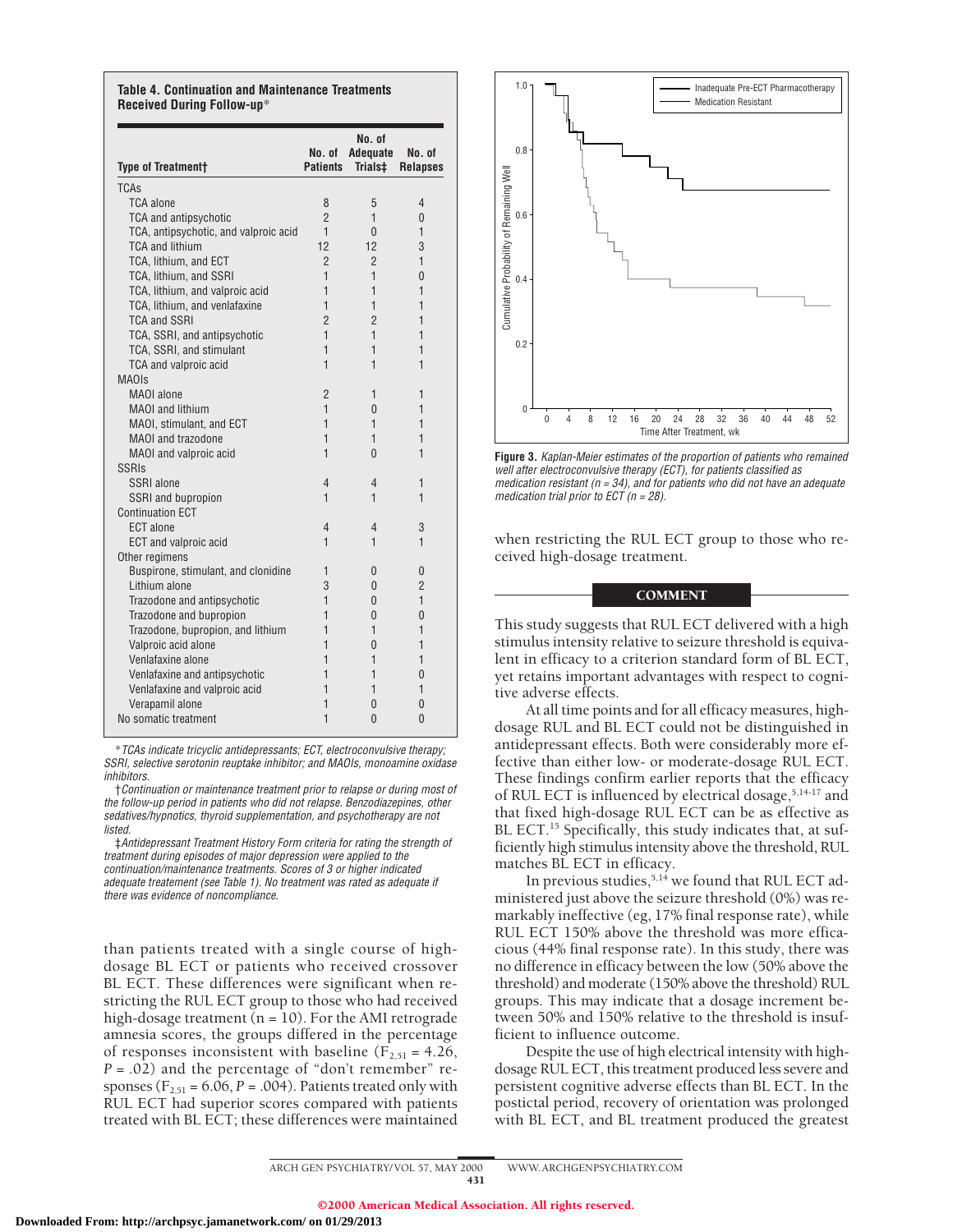**Table 4. Continuation and Maintenance Treatments Received During Follow-up***

| Type of Treatment† | No. of Patients | No. of Adequate Trials‡ | No. of Relapses |
|---|---|---|---|
| TCAs | | | |
| TCA alone | 8 | 5 | 4 |
| TCA and antipsychotic | 2 | 1 | 0 |
| TCA, antipsychotic, and valproic acid | 1 | 0 | 1 |
| TCA and lithium | 12 | 12 | 3 |
| TCA, lithium, and ECT | 2 | 2 | 1 |
| TCA, lithium, and SSRI | 1 | 1 | 0 |
| TCA, lithium, and valproic acid | 1 | 1 | 1 |
| TCA, lithium, and venlafaxine | 1 | 1 | 1 |
| TCA and SSRI | 2 | 2 | 1 |
| TCA, SSRI, and antipsychotic | 1 | 1 | 1 |
| TCA, SSRI, and stimulant | 1 | 1 | 1 |
| TCA and valproic acid | 1 | 1 | 1 |
| MAOIs | | | |
| MAOI alone | 2 | 1 | 1 |
| MAOI and lithium | 1 | 0 | 1 |
| MAOI, stimulant, and ECT | 1 | 1 | 1 |
| MAOI and trazodone | 1 | 1 | 1 |
| MAOI and valproic acid | 1 | 0 | 1 |
| SSRIs | | | |
| SSRI alone | 4 | 4 | 1 |
| SSRI and bupropion | 1 | 1 | 1 |
| Continuation ECT | | | |
| ECT alone | 4 | 4 | 3 |
| ECT and valproic acid | 1 | 1 | 1 |
| Other regimens | | | |
| Buspirone, stimulant, and clonidine | 1 | 0 | 0 |
| Lithium alone | 3 | 0 | 2 |
| Trazodone and antipsychotic | 1 | 0 | 1 |
| Trazodone and bupropion | 1 | 0 | 0 |
| Trazodone, bupropion, and lithium | 1 | 1 | 1 |
| Valproic acid alone | 1 | 0 | 1 |
| Venlafaxine alone | 1 | 1 | 1 |
| Venlafaxine and antipsychotic | 1 | 1 | 0 |
| Venlafaxine and valproic acid | 1 | 1 | 1 |
| Verapamil alone | 1 | 0 | 0 |
| No somatic treatment | 1 | 0 | 0 |

**TCAs indicate tricyclic antidepressants; ECT, electroconvulsive therapy; SSRI, selective serotonin reuptake inhibitor; and MAOIs, monoamine oxidase inhibitors.*

*†Continuation or maintenance treatment prior to relapse or during most of the follow-up period in patients who did not relapse. Benzodiazepines, other sedatives/hypnotics, thyroid supplementation, and psychotherapy are not listed.*

*‡Antidepressant Treatment History Form criteria for rating the strength of treatment during episodes of major depression were applied to the continuation/maintenance treatments. Scores of 3 or higher indicated adequate treatement (see Table 1). No treatment was rated as adequate if there was evidence of noncompliance.*

than patients treated with a single course of high-dosage BL ECT or patients who received crossover BL ECT. These differences were significant when restricting the RUL ECT group to those who had received high-dosage treatment (n = 10). For the AMI retrograde amnesia scores, the groups differed in the percentage of responses inconsistent with baseline ($F_{2,51} = 4.26$, $P = .02$) and the percentage of "don't remember" responses ($F_{2,51} = 6.06$, $P = .004$). Patients treated only with RUL ECT had superior scores compared with patients treated with BL ECT; these differences were maintained when restricting the RUL ECT group to those who received high-dosage treatment.

Inadequate Pre-ECT Pharmacotherapy
Medication Resistant
Cumulative Probability of Remaining Well
1.0
0.8
0.6
0.4
0.2
0
0 4 8 12 16 20 24 28 32 36 40 44 48 52
Time After Treatment, wk

**Figure 3.** *Kaplan-Meier estimates of the proportion of patients who remained well after electroconvulsive therapy (ECT), for patients classified as medication resistant (n = 34), and for patients who did not have an adequate medication trial prior to ECT (n = 28).*

## COMMENT

This study suggests that RUL ECT delivered with a high stimulus intensity relative to seizure threshold is equivalent in efficacy to a criterion standard form of BL ECT, yet retains important advantages with respect to cognitive adverse effects.

At all time points and for all efficacy measures, high-dosage RUL and BL ECT could not be distinguished in antidepressant effects. Both were considerably more effective than either low- or moderate-dosage RUL ECT. These findings confirm earlier reports that the efficacy of RUL ECT is influenced by electrical dosage,[5,14-17] and that fixed high-dosage RUL ECT can be as effective as BL ECT.[15] Specifically, this study indicates that, at sufficiently high stimulus intensity above the threshold, RUL matches BL ECT in efficacy.

In previous studies,[5,14] we found that RUL ECT administered just above the seizure threshold (0%) was remarkably ineffective (eg, 17% final response rate), while RUL ECT 150% above the threshold was more efficacious (44% final response rate). In this study, there was no difference in efficacy between the low (50% above the threshold) and moderate (150% above the threshold) RUL groups. This may indicate that a dosage increment between 50% and 150% relative to the threshold is insufficient to influence outcome.

Despite the use of high electrical intensity with high-dosage RUL ECT, this treatment produced less severe and persistent cognitive adverse effects than BL ECT. In the postictal period, recovery of orientation was prolonged with BL ECT, and BL treatment produced the greatest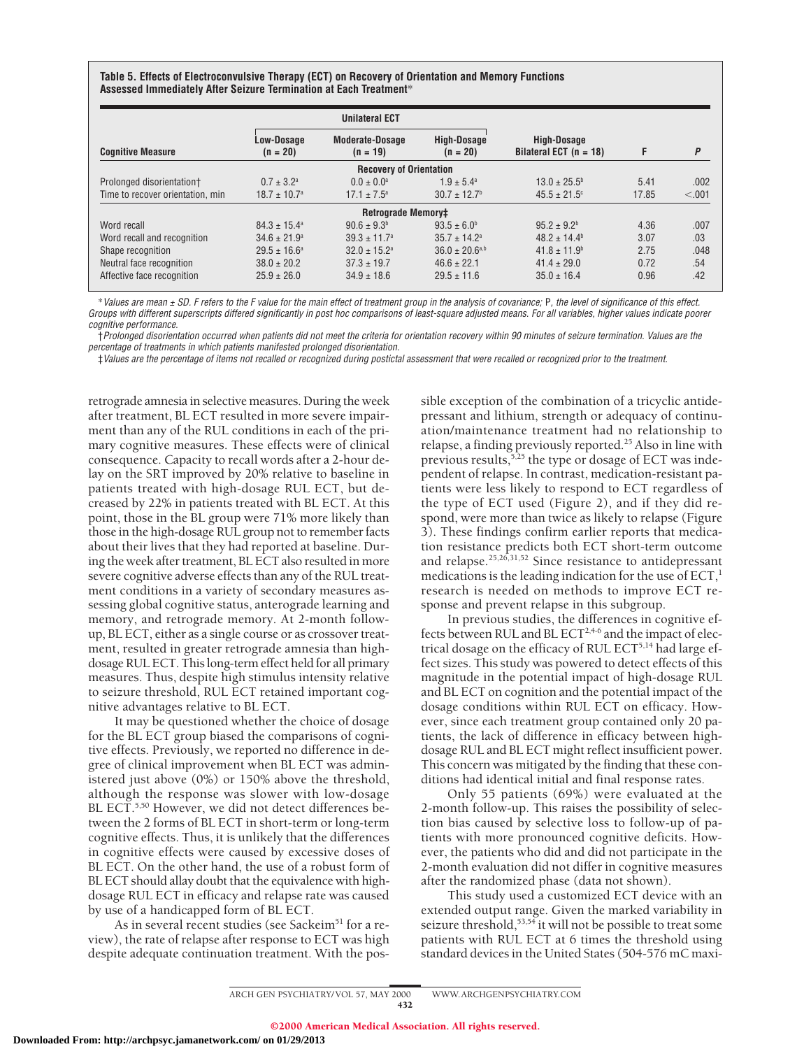**Table 5. Effects of Electroconvulsive Therapy (ECT) on Recovery of Orientation and Memory Functions Assessed Immediately After Seizure Termination at Each Treatment***

| Cognitive Measure | Unilateral ECT Low-Dosage (n = 20) | Unilateral ECT Moderate-Dosage (n = 19) | Unilateral ECT High-Dosage (n = 20) | High-Dosage Bilateral ECT (n = 18) | F | P |
|---|---|---|---|---|---|---|
| **Recovery of Orientation** | | | | | | |
| Prolonged disorientation† | 0.7 ± 3.2[a] | 0.0 ± 0.0[a] | 1.9 ± 5.4[a] | 13.0 ± 25.5[b] | 5.41 | .002 |
| Time to recover orientation, min | 18.7 ± 10.7[a] | 17.1 ± 7.5[a] | 30.7 ± 12.7[b] | 45.5 ± 21.5[c] | 17.85 | <.001 |
| **Retrograde Memory‡** | | | | | | |
| Word recall | 84.3 ± 15.4[a] | 90.6 ± 9.3[b] | 93.5 ± 6.0[b] | 95.2 ± 9.2[b] | 4.36 | .007 |
| Word recall and recognition | 34.6 ± 21.9[a] | 39.3 ± 11.7[a] | 35.7 ± 14.2[a] | 48.2 ± 14.4[b] | 3.07 | .03 |
| Shape recognition | 29.5 ± 16.6[a] | 32.0 ± 15.2[a] | 36.0 ± 20.6[a,b] | 41.8 ± 11.9[b] | 2.75 | .048 |
| Neutral face recognition | 38.0 ± 20.2 | 37.3 ± 19.7 | 46.6 ± 22.1 | 41.4 ± 29.0 | 0.72 | .54 |
| Affective face recognition | 25.9 ± 26.0 | 34.9 ± 18.6 | 29.5 ± 11.6 | 35.0 ± 16.4 | 0.96 | .42 |

*Values are mean ± SD. F refers to the F value for the main effect of treatment group in the analysis of covariance; P, the level of significance of this effect. Groups with different superscripts differed significantly in post hoc comparisons of least-square adjusted means. For all variables, higher values indicate poorer cognitive performance.*

†*Prolonged disorientation occurred when patients did not meet the criteria for orientation recovery within 90 minutes of seizure termination. Values are the percentage of treatments in which patients manifested prolonged disorientation.*

‡*Values are the percentage of items not recalled or recognized during postictal assessment that were recalled or recognized prior to the treatment.*

retrograde amnesia in selective measures. During the week after treatment, BL ECT resulted in more severe impairment than any of the RUL conditions in each of the primary cognitive measures. These effects were of clinical consequence. Capacity to recall words after a 2-hour delay on the SRT improved by 20% relative to baseline in patients treated with high-dosage RUL ECT, but decreased by 22% in patients treated with BL ECT. At this point, those in the BL group were 71% more likely than those in the high-dosage RUL group not to remember facts about their lives that they had reported at baseline. During the week after treatment, BL ECT also resulted in more severe cognitive adverse effects than any of the RUL treatment conditions in a variety of secondary measures assessing global cognitive status, anterograde learning and memory, and retrograde memory. At 2-month follow-up, BL ECT, either as a single course or as crossover treatment, resulted in greater retrograde amnesia than high-dosage RUL ECT. This long-term effect held for all primary measures. Thus, despite high stimulus intensity relative to seizure threshold, RUL ECT retained important cognitive advantages relative to BL ECT.

It may be questioned whether the choice of dosage for the BL ECT group biased the comparisons of cognitive effects. Previously, we reported no difference in degree of clinical improvement when BL ECT was administered just above (0%) or 150% above the threshold, although the response was slower with low-dosage BL ECT.[5,50] However, we did not detect differences between the 2 forms of BL ECT in short-term or long-term cognitive effects. Thus, it is unlikely that the differences in cognitive effects were caused by excessive doses of BL ECT. On the other hand, the use of a robust form of BL ECT should allay doubt that the equivalence with high-dosage RUL ECT in efficacy and relapse rate was caused by use of a handicapped form of BL ECT.

As in several recent studies (see Sackeim[51] for a review), the rate of relapse after response to ECT was high despite adequate continuation treatment. With the possible exception of the combination of a tricyclic antidepressant and lithium, strength or adequacy of continuation/maintenance treatment had no relationship to relapse, a finding previously reported.[25] Also in line with previous results,[5,25] the type or dosage of ECT was independent of relapse. In contrast, medication-resistant patients were less likely to respond to ECT regardless of the type of ECT used (Figure 2), and if they did respond, were more than twice as likely to relapse (Figure 3). These findings confirm earlier reports that medication resistance predicts both ECT short-term outcome and relapse.[25,26,31,52] Since resistance to antidepressant medications is the leading indication for the use of ECT,[1] research is needed on methods to improve ECT response and prevent relapse in this subgroup.

In previous studies, the differences in cognitive effects between RUL and BL ECT[2,4-6] and the impact of electrical dosage on the efficacy of RUL ECT[5,14] had large effect sizes. This study was powered to detect effects of this magnitude in the potential impact of high-dosage RUL and BL ECT on cognition and the potential impact of the dosage conditions within RUL ECT on efficacy. However, since each treatment group contained only 20 patients, the lack of difference in efficacy between high-dosage RUL and BL ECT might reflect insufficient power. This concern was mitigated by the finding that these conditions had identical initial and final response rates.

Only 55 patients (69%) were evaluated at the 2-month follow-up. This raises the possibility of selection bias caused by selective loss to follow-up of patients with more pronounced cognitive deficits. However, the patients who did and did not participate in the 2-month evaluation did not differ in cognitive measures after the randomized phase (data not shown).

This study used a customized ECT device with an extended output range. Given the marked variability in seizure threshold,[53,54] it will not be possible to treat some patients with RUL ECT at 6 times the threshold using standard devices in the United States (504-576 mC maxi-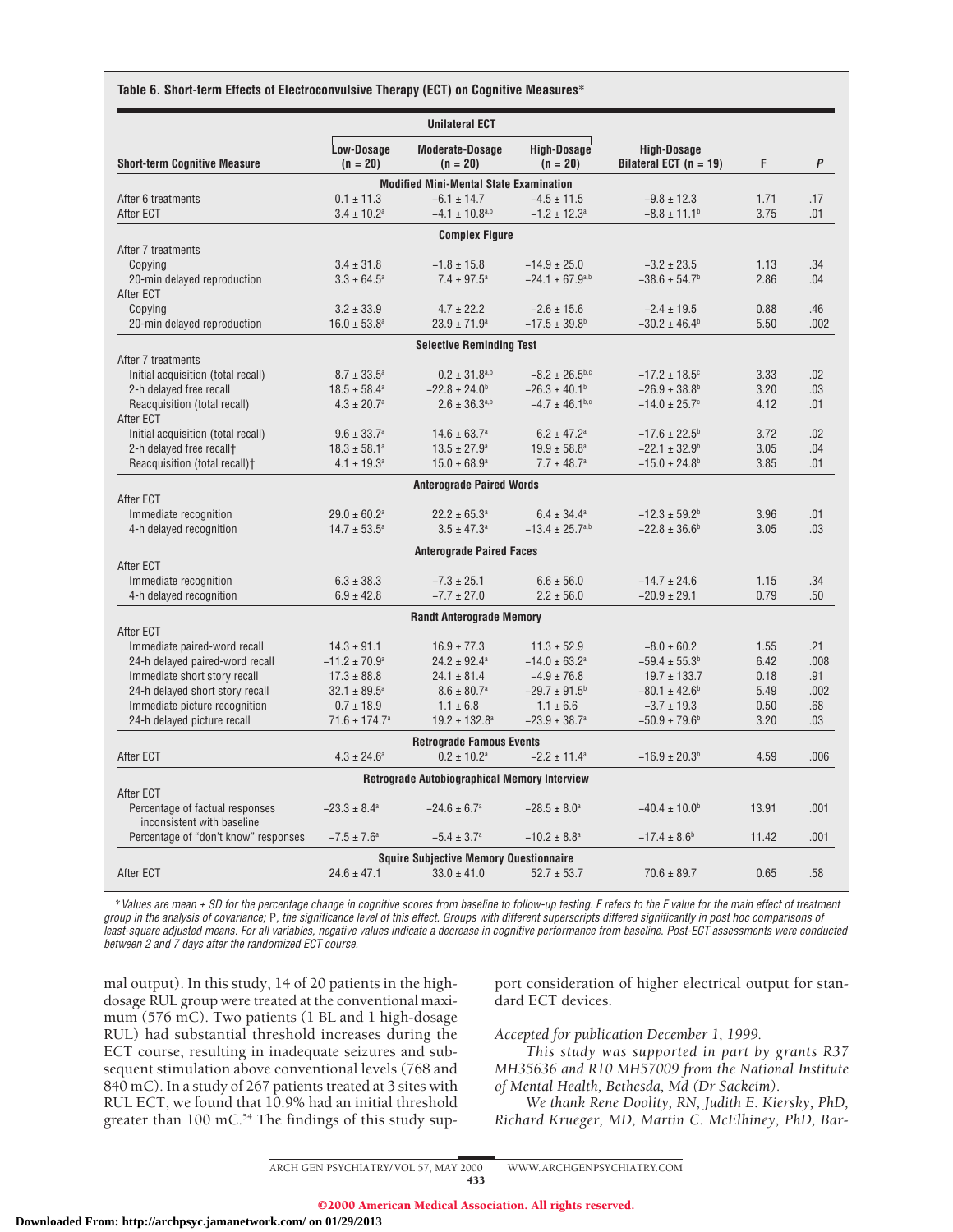**Table 6. Short-term Effects of Electroconvulsive Therapy (ECT) on Cognitive Measures***

| Short-term Cognitive Measure | Unilateral ECT Low-Dosage (n = 20) | Unilateral ECT Moderate-Dosage (n = 20) | Unilateral ECT High-Dosage (n = 20) | High-Dosage Bilateral ECT (n = 19) | F | P |
|---|---|---|---|---|---|---|
| **Modified Mini-Mental State Examination** | | | | | | |
| After 6 treatments | 0.1 ± 11.3 | −6.1 ± 14.7 | −4.5 ± 11.5 | −9.8 ± 12.3 | 1.71 | .17 |
| After ECT | 3.4 ± 10.2[a] | −4.1 ± 10.8[a,b] | −1.2 ± 12.3[a] | −8.8 ± 11.1[b] | 3.75 | .01 |
| **Complex Figure** | | | | | | |
| After 7 treatments | | | | | | |
| Copying | 3.4 ± 31.8 | −1.8 ± 15.8 | −14.9 ± 25.0 | −3.2 ± 23.5 | 1.13 | .34 |
| 20-min delayed reproduction | 3.3 ± 64.5[a] | 7.4 ± 97.5[a] | −24.1 ± 67.9[a,b] | −38.6 ± 54.7[b] | 2.86 | .04 |
| After ECT | | | | | | |
| Copying | 3.2 ± 33.9 | 4.7 ± 22.2 | −2.6 ± 15.6 | −2.4 ± 19.5 | 0.88 | .46 |
| 20-min delayed reproduction | 16.0 ± 53.8[a] | 23.9 ± 71.9[a] | −17.5 ± 39.8[b] | −30.2 ± 46.4[b] | 5.50 | .002 |
| **Selective Reminding Test** | | | | | | |
| After 7 treatments | | | | | | |
| Initial acquisition (total recall) | 8.7 ± 33.5[a] | 0.2 ± 31.8[a,b] | −8.2 ± 26.5[b,c] | −17.2 ± 18.5[c] | 3.33 | .02 |
| 2-h delayed free recall | 18.5 ± 58.4[a] | −22.8 ± 24.0[b] | −26.3 ± 40.1[b] | −26.9 ± 38.8[b] | 3.20 | .03 |
| Reacquisition (total recall) | 4.3 ± 20.7[a] | 2.6 ± 36.3[a,b] | −4.7 ± 46.1[b,c] | −14.0 ± 25.7[c] | 4.12 | .01 |
| After ECT | | | | | | |
| Initial acquisition (total recall) | 9.6 ± 33.7[a] | 14.6 ± 63.7[a] | 6.2 ± 47.2[a] | −17.6 ± 22.5[b] | 3.72 | .02 |
| 2-h delayed free recall† | 18.3 ± 58.1[a] | 13.5 ± 27.9[a] | 19.9 ± 58.8[a] | −22.1 ± 32.9[b] | 3.05 | .04 |
| Reacquisition (total recall)† | 4.1 ± 19.3[a] | 15.0 ± 68.9[a] | 7.7 ± 48.7[a] | −15.0 ± 24.8[b] | 3.85 | .01 |
| **Anterograde Paired Words** | | | | | | |
| After ECT | | | | | | |
| Immediate recognition | 29.0 ± 60.2[a] | 22.2 ± 65.3[a] | 6.4 ± 34.4[a] | −12.3 ± 59.2[b] | 3.96 | .01 |
| 4-h delayed recognition | 14.7 ± 53.5[a] | 3.5 ± 47.3[a] | −13.4 ± 25.7[a,b] | −22.8 ± 36.6[b] | 3.05 | .03 |
| **Anterograde Paired Faces** | | | | | | |
| After ECT | | | | | | |
| Immediate recognition | 6.3 ± 38.3 | −7.3 ± 25.1 | 6.6 ± 56.0 | −14.7 ± 24.6 | 1.15 | .34 |
| 4-h delayed recognition | 6.9 ± 42.8 | −7.7 ± 27.0 | 2.2 ± 56.0 | −20.9 ± 29.1 | 0.79 | .50 |
| **Randt Anterograde Memory** | | | | | | |
| After ECT | | | | | | |
| Immediate paired-word recall | 14.3 ± 91.1 | 16.9 ± 77.3 | 11.3 ± 52.9 | −8.0 ± 60.2 | 1.55 | .21 |
| 24-h delayed paired-word recall | −11.2 ± 70.9[a] | 24.2 ± 92.4[a] | −14.0 ± 63.2[a] | −59.4 ± 55.3[b] | 6.42 | .008 |
| Immediate short story recall | 17.3 ± 88.8 | 24.1 ± 81.4 | −4.9 ± 76.8 | 19.7 ± 133.7 | 0.18 | .91 |
| 24-h delayed short story recall | 32.1 ± 89.5[a] | 8.6 ± 80.7[a] | −29.7 ± 91.5[b] | −80.1 ± 42.6[b] | 5.49 | .002 |
| Immediate picture recognition | 0.7 ± 18.9 | 1.1 ± 6.8 | 1.1 ± 6.6 | −3.7 ± 19.3 | 0.50 | .68 |
| 24-h delayed picture recall | 71.6 ± 174.7[a] | 19.2 ± 132.8[a] | −23.9 ± 38.7[a] | −50.9 ± 79.6[b] | 3.20 | .03 |
| **Retrograde Famous Events** | | | | | | |
| After ECT | 4.3 ± 24.6[a] | 0.2 ± 10.2[a] | −2.2 ± 11.4[a] | −16.9 ± 20.3[b] | 4.59 | .006 |
| **Retrograde Autobiographical Memory Interview** | | | | | | |
| After ECT | | | | | | |
| Percentage of factual responses inconsistent with baseline | −23.3 ± 8.4[a] | −24.6 ± 6.7[a] | −28.5 ± 8.0[a] | −40.4 ± 10.0[b] | 13.91 | .001 |
| Percentage of "don't know" responses | −7.5 ± 7.6[a] | −5.4 ± 3.7[a] | −10.2 ± 8.8[a] | −17.4 ± 8.6[b] | 11.42 | .001 |
| **Squire Subjective Memory Questionnaire** | | | | | | |
| After ECT | 24.6 ± 47.1 | 33.0 ± 41.0 | 52.7 ± 53.7 | 70.6 ± 89.7 | 0.65 | .58 |

*Values are mean ± SD for the percentage change in cognitive scores from baseline to follow-up testing. F refers to the F value for the main effect of treatment group in the analysis of covariance; P, the significance level of this effect. Groups with different superscripts differed significantly in post hoc comparisons of least-square adjusted means. For all variables, negative values indicate a decrease in cognitive performance from baseline. Post-ECT assessments were conducted between 2 and 7 days after the randomized ECT course.*

mal output). In this study, 14 of 20 patients in the high-dosage RUL group were treated at the conventional maximum (576 mC). Two patients (1 BL and 1 high-dosage RUL) had substantial threshold increases during the ECT course, resulting in inadequate seizures and subsequent stimulation above conventional levels (768 and 840 mC). In a study of 267 patients treated at 3 sites with RUL ECT, we found that 10.9% had an initial threshold greater than 100 mC.[54] The findings of this study support consideration of higher electrical output for standard ECT devices.

*Accepted for publication December 1, 1999.*

*This study was supported in part by grants R37 MH35636 and R10 MH57009 from the National Institute of Mental Health, Bethesda, Md (Dr Sackeim).*

*We thank Rene Doolity, RN, Judith E. Kiersky, PhD, Richard Krueger, MD, Martin C. McElhiney, PhD, Bar-*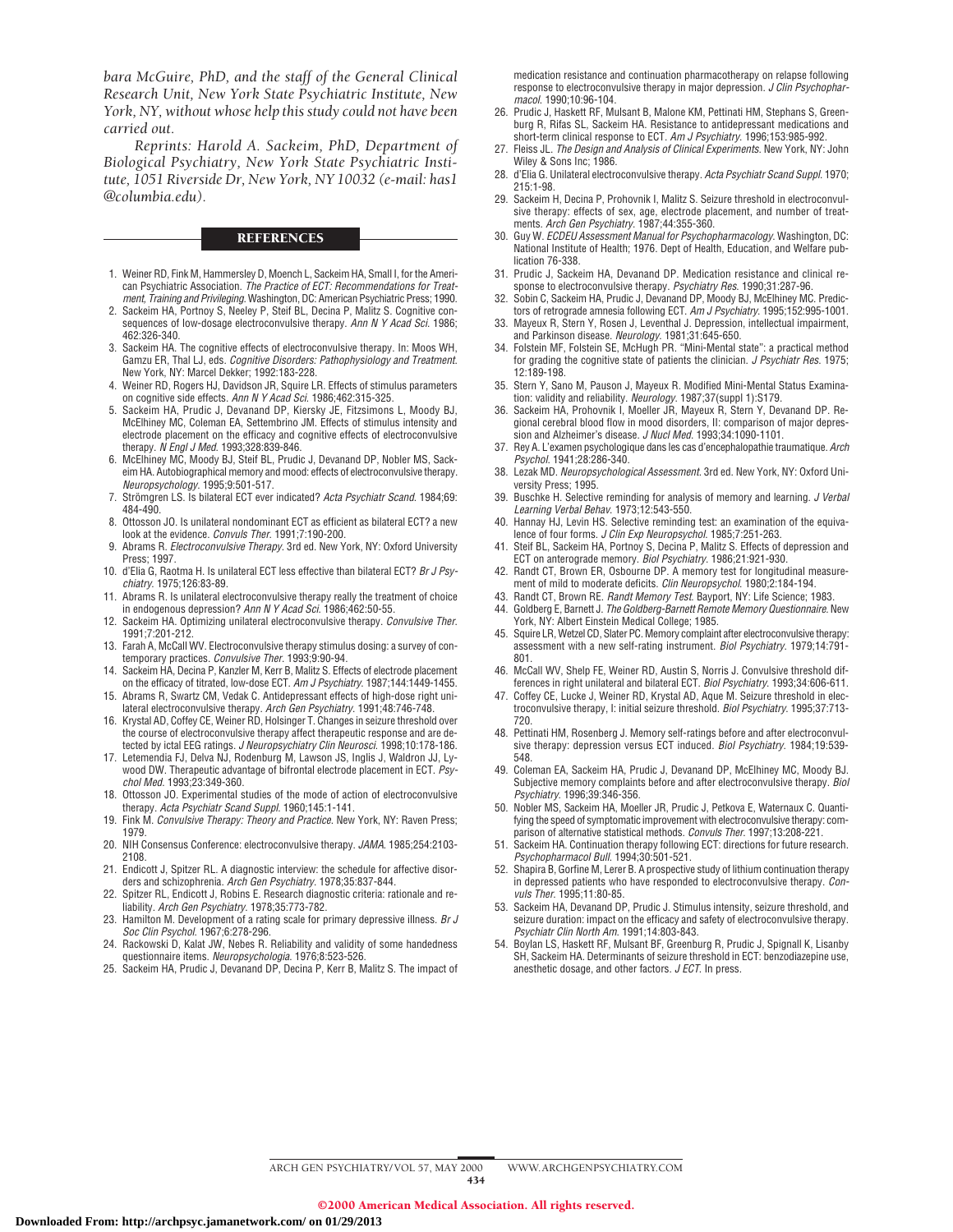*bara McGuire, PhD, and the staff of the General Clinical Research Unit, New York State Psychiatric Institute, New York, NY, without whose help this study could not have been carried out.*

*Reprints: Harold A. Sackeim, PhD, Department of Biological Psychiatry, New York State Psychiatric Institute, 1051 Riverside Dr, New York, NY 10032 (e-mail: has1@columbia.edu).*

## REFERENCES

1. Weiner RD, Fink M, Hammersley D, Moench L, Sackeim HA, Small I, for the American Psychiatric Association. *The Practice of ECT: Recommendations for Treatment, Training and Privileging.* Washington, DC: American Psychiatric Press; 1990.
2. Sackeim HA, Portnoy S, Neeley P, Steif BL, Decina P, Malitz S. Cognitive consequences of low-dosage electroconvulsive therapy. *Ann N Y Acad Sci.* 1986; 462:326-340.
3. Sackeim HA. The cognitive effects of electroconvulsive therapy. In: Moos WH, Gamzu ER, Thal LJ, eds. *Cognitive Disorders: Pathophysiology and Treatment.* New York, NY: Marcel Dekker; 1992:183-228.
4. Weiner RD, Rogers HJ, Davidson JR, Squire LR. Effects of stimulus parameters on cognitive side effects. *Ann N Y Acad Sci.* 1986;462:315-325.
5. Sackeim HA, Prudic J, Devanand DP, Kiersky JE, Fitzsimons L, Moody BJ, McElhiney MC, Coleman EA, Settembrino JM. Effects of stimulus intensity and electrode placement on the efficacy and cognitive effects of electroconvulsive therapy. *N Engl J Med.* 1993;328:839-846.
6. McElhiney MC, Moody BJ, Steif BL, Prudic J, Devanand DP, Nobler MS, Sackeim HA. Autobiographical memory and mood: effects of electroconvulsive therapy. *Neuropsychology.* 1995;9:501-517.
7. Strömgren LS. Is bilateral ECT ever indicated? *Acta Psychiatr Scand.* 1984;69: 484-490.
8. Ottosson JO. Is unilateral nondominant ECT as efficient as bilateral ECT? a new look at the evidence. *Convuls Ther.* 1991;7:190-200.
9. Abrams R. *Electroconvulsive Therapy.* 3rd ed. New York, NY: Oxford University Press; 1997.
10. d'Elia G, Raotma H. Is unilateral ECT less effective than bilateral ECT? *Br J Psychiatry.* 1975;126:83-89.
11. Abrams R. Is unilateral electroconvulsive therapy really the treatment of choice in endogenous depression? *Ann N Y Acad Sci.* 1986;462:50-55.
12. Sackeim HA. Optimizing unilateral electroconvulsive therapy. *Convulsive Ther.* 1991;7:201-212.
13. Farah A, McCall WV. Electroconvulsive therapy stimulus dosing: a survey of contemporary practices. *Convulsive Ther.* 1993;9:90-94.
14. Sackeim HA, Decina P, Kanzler M, Kerr B, Malitz S. Effects of electrode placement on the efficacy of titrated, low-dose ECT. *Am J Psychiatry.* 1987;144:1449-1455.
15. Abrams R, Swartz CM, Vedak C. Antidepressant effects of high-dose right unilateral electroconvulsive therapy. *Arch Gen Psychiatry.* 1991;48:746-748.
16. Krystal AD, Coffey CE, Weiner RD, Holsinger T. Changes in seizure threshold over the course of electroconvulsive therapy affect therapeutic response and are detected by ictal EEG ratings. *J Neuropsychiatry Clin Neurosci.* 1998;10:178-186.
17. Letemendia FJ, Delva NJ, Rodenburg M, Lawson JS, Inglis J, Waldron JJ, Lywood DW. Therapeutic advantage of bifrontal electrode placement in ECT. *Psychol Med.* 1993;23:349-360.
18. Ottosson JO. Experimental studies of the mode of action of electroconvulsive therapy. *Acta Psychiatr Scand Suppl.* 1960;145:1-141.
19. Fink M. *Convulsive Therapy: Theory and Practice.* New York, NY: Raven Press; 1979.
20. NIH Consensus Conference: electroconvulsive therapy. *JAMA.* 1985;254:2103-2108.
21. Endicott J, Spitzer RL. A diagnostic interview: the schedule for affective disorders and schizophrenia. *Arch Gen Psychiatry.* 1978;35:837-844.
22. Spitzer RL, Endicott J, Robins E. Research diagnostic criteria: rationale and reliability. *Arch Gen Psychiatry.* 1978;35:773-782.
23. Hamilton M. Development of a rating scale for primary depressive illness. *Br J Soc Clin Psychol.* 1967;6:278-296.
24. Rackowski D, Kalat JW, Nebes R. Reliability and validity of some handedness questionnaire items. *Neuropsychologia.* 1976;8:523-526.
25. Sackeim HA, Prudic J, Devanand DP, Decina P, Kerr B, Malitz S. The impact of medication resistance and continuation pharmacotherapy on relapse following response to electroconvulsive therapy in major depression. *J Clin Psychopharmacol.* 1990;10:96-104.
26. Prudic J, Haskett RF, Mulsant B, Malone KM, Pettinati HM, Stephans S, Greenburg R, Rifas SL, Sackeim HA. Resistance to antidepressant medications and short-term clinical response to ECT. *Am J Psychiatry.* 1996;153:985-992.
27. Fleiss JL. *The Design and Analysis of Clinical Experiments.* New York, NY: John Wiley & Sons Inc; 1986.
28. d'Elia G. Unilateral electroconvulsive therapy. *Acta Psychiatr Scand Suppl.* 1970; 215:1-98.
29. Sackeim H, Decina P, Prohovnik I, Malitz S. Seizure threshold in electroconvulsive therapy: effects of sex, age, electrode placement, and number of treatments. *Arch Gen Psychiatry.* 1987;44:355-360.
30. Guy W. *ECDEU Assessment Manual for Psychopharmacology.* Washington, DC: National Institute of Health; 1976. Dept of Health, Education, and Welfare publication 76-338.
31. Prudic J, Sackeim HA, Devanand DP. Medication resistance and clinical response to electroconvulsive therapy. *Psychiatry Res.* 1990;31:287-96.
32. Sobin C, Sackeim HA, Prudic J, Devanand DP, Moody BJ, McElhiney MC. Predictors of retrograde amnesia following ECT. *Am J Psychiatry.* 1995;152:995-1001.
33. Mayeux R, Stern Y, Rosen J, Leventhal J. Depression, intellectual impairment, and Parkinson disease. *Neurology.* 1981;31:645-650.
34. Folstein MF, Folstein SE, McHugh PR. "Mini-Mental state": a practical method for grading the cognitive state of patients the clinician. *J Psychiatr Res.* 1975; 12:189-198.
35. Stern Y, Sano M, Pauson J, Mayeux R. Modified Mini-Mental Status Examination: validity and reliability. *Neurology.* 1987;37(suppl 1):S179.
36. Sackeim HA, Prohovnik I, Moeller JR, Mayeux R, Stern Y, Devanand DP. Regional cerebral blood flow in mood disorders, II: comparison of major depression and Alzheimer's disease. *J Nucl Med.* 1993;34:1090-1101.
37. Rey A. L'examen psychologique dans les cas d'encephalopathie traumatique. *Arch Psychol.* 1941;28:286-340.
38. Lezak MD. *Neuropsychological Assessment.* 3rd ed. New York, NY: Oxford University Press; 1995.
39. Buschke H. Selective reminding for analysis of memory and learning. *J Verbal Learning Verbal Behav.* 1973;12:543-550.
40. Hannay HJ, Levin HS. Selective reminding test: an examination of the equivalence of four forms. *J Clin Exp Neuropsychol.* 1985;7:251-263.
41. Steif BL, Sackeim HA, Portnoy S, Decina P, Malitz S. Effects of depression and ECT on anterograde memory. *Biol Psychiatry.* 1986;21:921-930.
42. Randt CT, Brown ER, Osbourne DP. A memory test for longitudinal measurement of mild to moderate deficits. *Clin Neuropsychol.* 1980;2:184-194.
43. Randt CT, Brown RE. *Randt Memory Test.* Bayport, NY: Life Science; 1983.
44. Goldberg E, Barnett J. *The Goldberg-Barnett Remote Memory Questionnaire.* New York, NY: Albert Einstein Medical College; 1985.
45. Squire LR, Wetzel CD, Slater PC. Memory complaint after electroconvulsive therapy: assessment with a new self-rating instrument. *Biol Psychiatry.* 1979;14:791-801.
46. McCall WV, Shelp FE, Weiner RD, Austin S, Norris J. Convulsive threshold differences in right unilateral and bilateral ECT. *Biol Psychiatry.* 1993;34:606-611.
47. Coffey CE, Lucke J, Weiner RD, Krystal AD, Aque M. Seizure threshold in electroconvulsive therapy, I: initial seizure threshold. *Biol Psychiatry.* 1995;37:713-720.
48. Pettinati HM, Rosenberg J. Memory self-ratings before and after electroconvulsive therapy: depression versus ECT induced. *Biol Psychiatry.* 1984;19:539-548.
49. Coleman EA, Sackeim HA, Prudic J, Devanand DP, McElhiney MC, Moody BJ. Subjective memory complaints before and after electroconvulsive therapy. *Biol Psychiatry.* 1996;39:346-356.
50. Nobler MS, Sackeim HA, Moeller JR, Prudic J, Petkova E, Waternaux C. Quantifying the speed of symptomatic improvement with electroconvulsive therapy: comparison of alternative statistical methods. *Convuls Ther.* 1997;13:208-221.
51. Sackeim HA. Continuation therapy following ECT: directions for future research. *Psychopharmacol Bull.* 1994;30:501-521.
52. Shapira B, Gorfine M, Lerer B. A prospective study of lithium continuation therapy in depressed patients who have responded to electroconvulsive therapy. *Convuls Ther.* 1995;11:80-85.
53. Sackeim HA, Devanand DP, Prudic J. Stimulus intensity, seizure threshold, and seizure duration: impact on the efficacy and safety of electroconvulsive therapy. *Psychiatr Clin North Am.* 1991;14:803-843.
54. Boylan LS, Haskett RF, Mulsant BF, Greenburg R, Prudic J, Spignall K, Lisanby SH, Sackeim HA. Determinants of seizure threshold in ECT: benzodiazepine use, anesthetic dosage, and other factors. *J ECT.* In press.